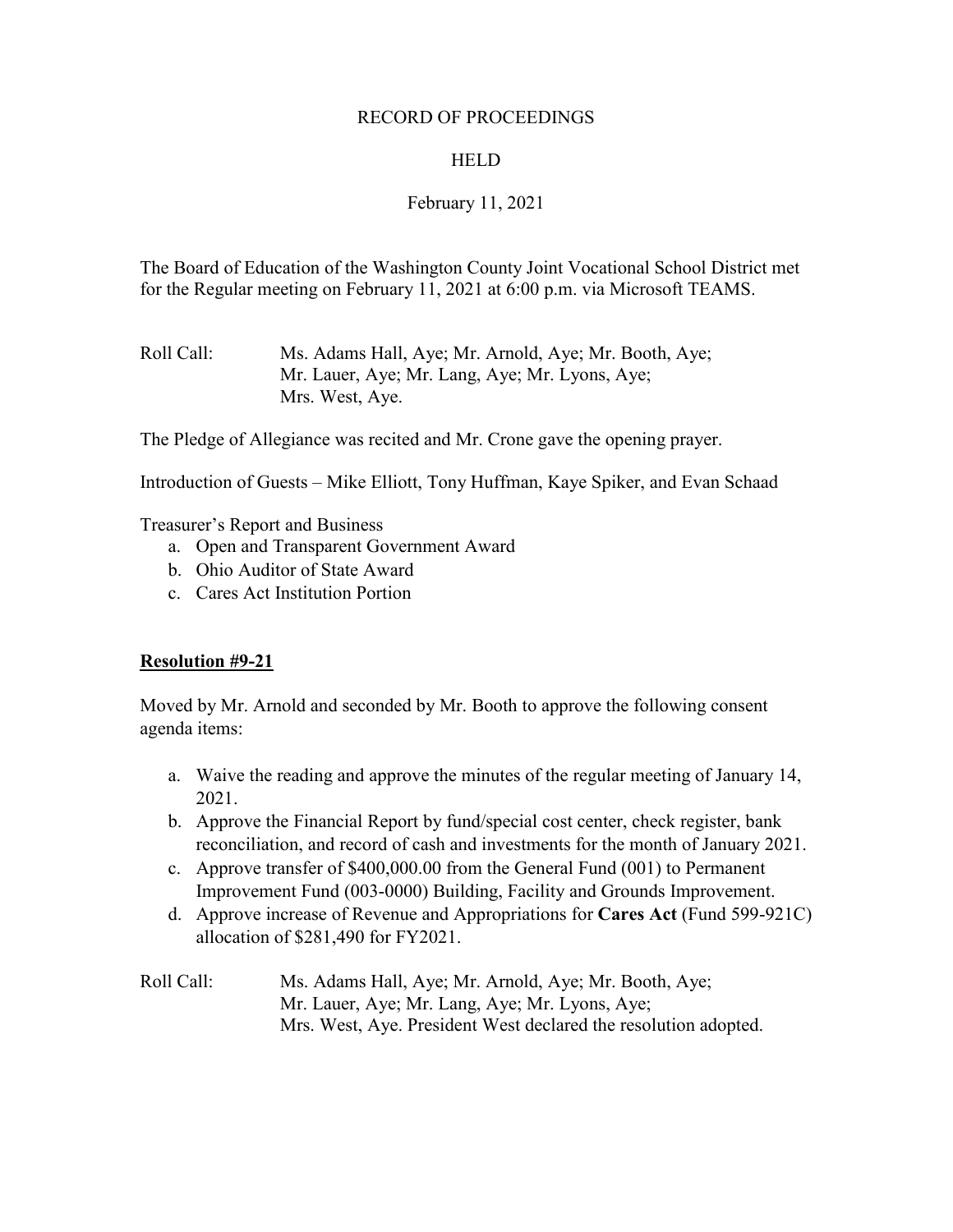RECORD OF PROCEEDINGS

HELD

February 11, 2021

The Board of Education of the Washington County Joint Vocational School District met for the Regular meeting on February 11, 2021 at 6:00 p.m. via Microsoft TEAMS.

Roll Call: Ms. Adams Hall, Aye; Mr. Arnold, Aye; Mr. Booth, Aye; Mr. Lauer, Aye; Mr. Lang, Aye; Mr. Lyons, Aye; Mrs. West, Aye.

The Pledge of Allegiance was recited and Mr. Crone gave the opening prayer.

Introduction of Guests – Mike Elliott, Tony Huffman, Kaye Spiker, and Evan Schaad

Treasurer's Report and Business

a. Open and Transparent Government Award
b. Ohio Auditor of State Award
c. Cares Act Institution Portion

**Resolution #9-21**

Moved by Mr. Arnold and seconded by Mr. Booth to approve the following consent agenda items:

a. Waive the reading and approve the minutes of the regular meeting of January 14, 2021.
b. Approve the Financial Report by fund/special cost center, check register, bank reconciliation, and record of cash and investments for the month of January 2021.
c. Approve transfer of $400,000.00 from the General Fund (001) to Permanent Improvement Fund (003-0000) Building, Facility and Grounds Improvement.
d. Approve increase of Revenue and Appropriations for **Cares Act** (Fund 599-921C) allocation of $281,490 for FY2021.

Roll Call: Ms. Adams Hall, Aye; Mr. Arnold, Aye; Mr. Booth, Aye; Mr. Lauer, Aye; Mr. Lang, Aye; Mr. Lyons, Aye; Mrs. West, Aye. President West declared the resolution adopted.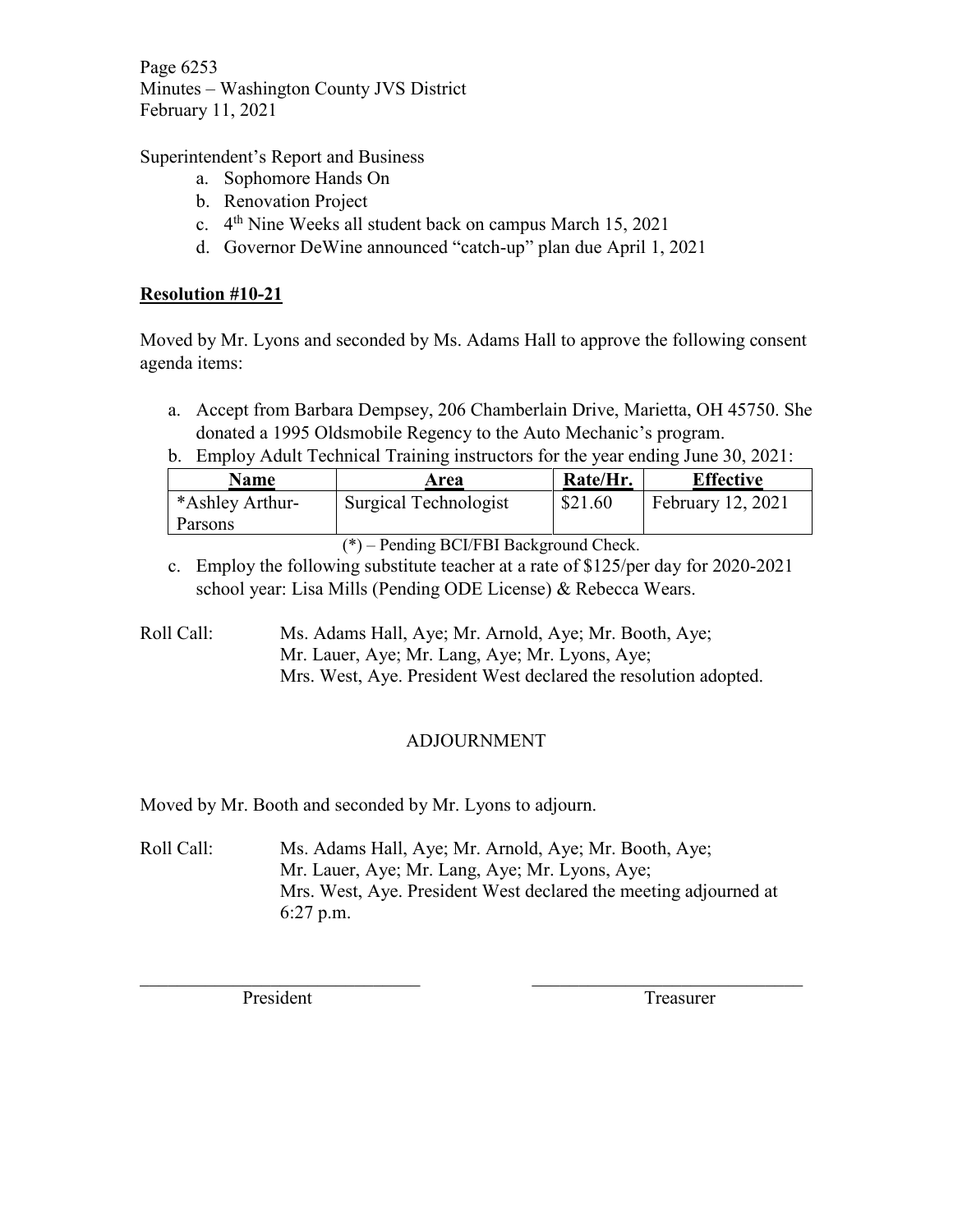Superintendent's Report and Business

a. Sophomore Hands On
b. Renovation Project
c. 4th Nine Weeks all student back on campus March 15, 2021
d. Governor DeWine announced "catch-up" plan due April 1, 2021

**Resolution #10-21**

Moved by Mr. Lyons and seconded by Ms. Adams Hall to approve the following consent agenda items:

a. Accept from Barbara Dempsey, 206 Chamberlain Drive, Marietta, OH 45750. She donated a 1995 Oldsmobile Regency to the Auto Mechanic's program.
b. Employ Adult Technical Training instructors for the year ending June 30, 2021:

| Name | Area | Rate/Hr. | Effective |
|---|---|---|---|
| *Ashley Arthur-Parsons | Surgical Technologist | $21.60 | February 12, 2021 |

(*) – Pending BCI/FBI Background Check.

c. Employ the following substitute teacher at a rate of $125/per day for 2020-2021 school year: Lisa Mills (Pending ODE License) & Rebecca Wears.

Roll Call: Ms. Adams Hall, Aye; Mr. Arnold, Aye; Mr. Booth, Aye; Mr. Lauer, Aye; Mr. Lang, Aye; Mr. Lyons, Aye; Mrs. West, Aye. President West declared the resolution adopted.

ADJOURNMENT

Moved by Mr. Booth and seconded by Mr. Lyons to adjourn.

Roll Call: Ms. Adams Hall, Aye; Mr. Arnold, Aye; Mr. Booth, Aye; Mr. Lauer, Aye; Mr. Lang, Aye; Mr. Lyons, Aye; Mrs. West, Aye. President West declared the meeting adjourned at 6:27 p.m.

\_\_\_\_\_\_\_\_\_\_\_\_\_\_\_\_\_\_\_\_\_\_\_\_\_\_\_\_\_\_ President

\_\_\_\_\_\_\_\_\_\_\_\_\_\_\_\_\_\_\_\_\_\_\_\_\_\_\_\_\_\_ Treasurer